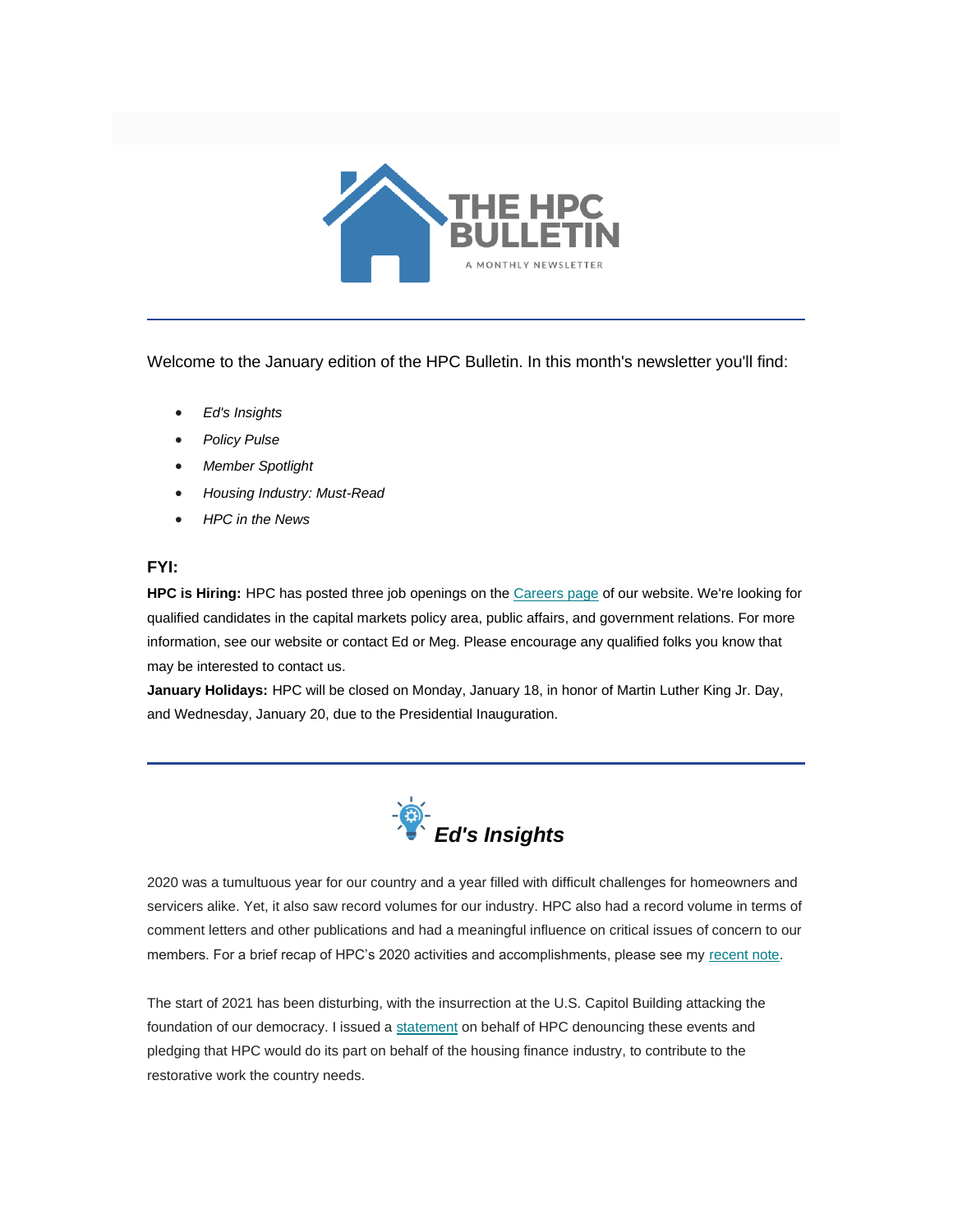# THE HPC BULLETIN

A MONTHLY NEWSLETTER

---

Welcome to the January edition of the HPC Bulletin. In this month's newsletter you'll find:

- *Ed's Insights*
- *Policy Pulse*
- *Member Spotlight*
- *Housing Industry: Must-Read*
- *HPC in the News*

### FYI:

**HPC is Hiring:** HPC has posted three job openings on the Careers page of our website. We're looking for qualified candidates in the capital markets policy area, public affairs, and government relations. For more information, see our website or contact Ed or Meg. Please encourage any qualified folks you know that may be interested to contact us.

**January Holidays:** HPC will be closed on Monday, January 18, in honor of Martin Luther King Jr. Day, and Wednesday, January 20, due to the Presidential Inauguration.

---

## *Ed's Insights*

2020 was a tumultuous year for our country and a year filled with difficult challenges for homeowners and servicers alike. Yet, it also saw record volumes for our industry. HPC also had a record volume in terms of comment letters and other publications and had a meaningful influence on critical issues of concern to our members. For a brief recap of HPC's 2020 activities and accomplishments, please see my recent note.

The start of 2021 has been disturbing, with the insurrection at the U.S. Capitol Building attacking the foundation of our democracy. I issued a statement on behalf of HPC denouncing these events and pledging that HPC would do its part on behalf of the housing finance industry, to contribute to the restorative work the country needs.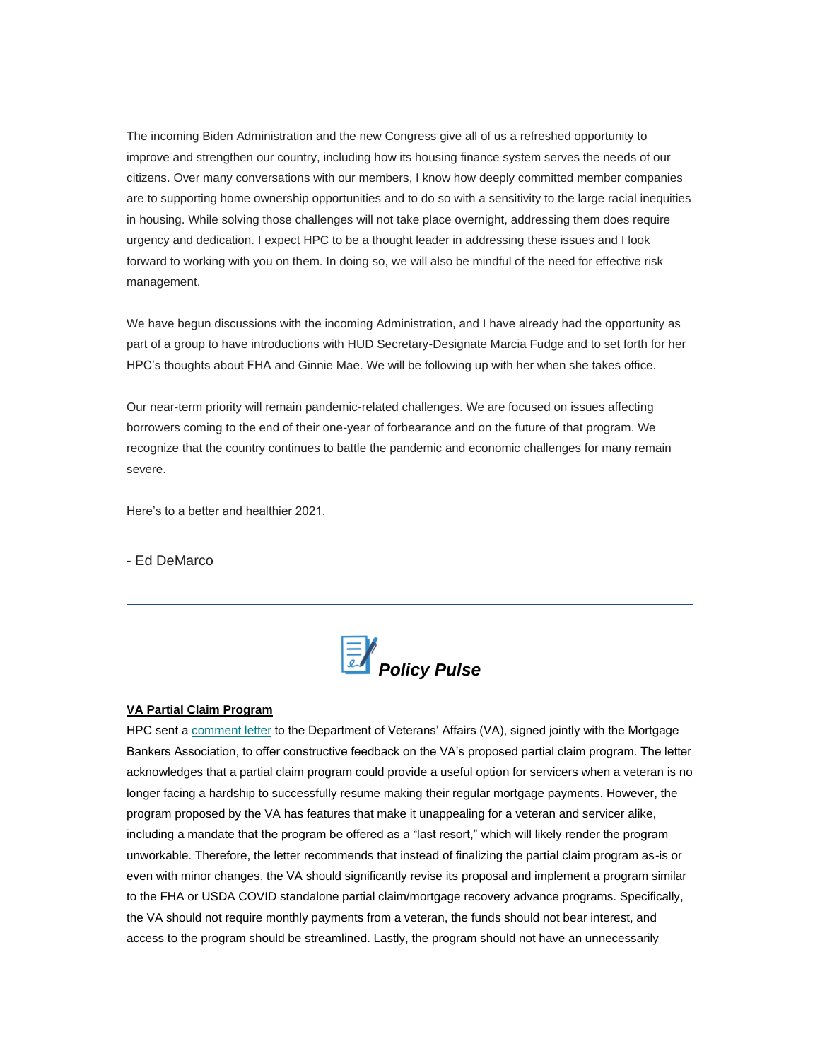The incoming Biden Administration and the new Congress give all of us a refreshed opportunity to improve and strengthen our country, including how its housing finance system serves the needs of our citizens. Over many conversations with our members, I know how deeply committed member companies are to supporting home ownership opportunities and to do so with a sensitivity to the large racial inequities in housing. While solving those challenges will not take place overnight, addressing them does require urgency and dedication. I expect HPC to be a thought leader in addressing these issues and I look forward to working with you on them. In doing so, we will also be mindful of the need for effective risk management.

We have begun discussions with the incoming Administration, and I have already had the opportunity as part of a group to have introductions with HUD Secretary-Designate Marcia Fudge and to set forth for her HPC's thoughts about FHA and Ginnie Mae. We will be following up with her when she takes office.

Our near-term priority will remain pandemic-related challenges. We are focused on issues affecting borrowers coming to the end of their one-year of forbearance and on the future of that program. We recognize that the country continues to battle the pandemic and economic challenges for many remain severe.

Here's to a better and healthier 2021.

- Ed DeMarco

---

## *Policy Pulse*

**VA Partial Claim Program**

HPC sent a comment letter to the Department of Veterans' Affairs (VA), signed jointly with the Mortgage Bankers Association, to offer constructive feedback on the VA's proposed partial claim program. The letter acknowledges that a partial claim program could provide a useful option for servicers when a veteran is no longer facing a hardship to successfully resume making their regular mortgage payments. However, the program proposed by the VA has features that make it unappealing for a veteran and servicer alike, including a mandate that the program be offered as a "last resort," which will likely render the program unworkable. Therefore, the letter recommends that instead of finalizing the partial claim program as-is or even with minor changes, the VA should significantly revise its proposal and implement a program similar to the FHA or USDA COVID standalone partial claim/mortgage recovery advance programs. Specifically, the VA should not require monthly payments from a veteran, the funds should not bear interest, and access to the program should be streamlined. Lastly, the program should not have an unnecessarily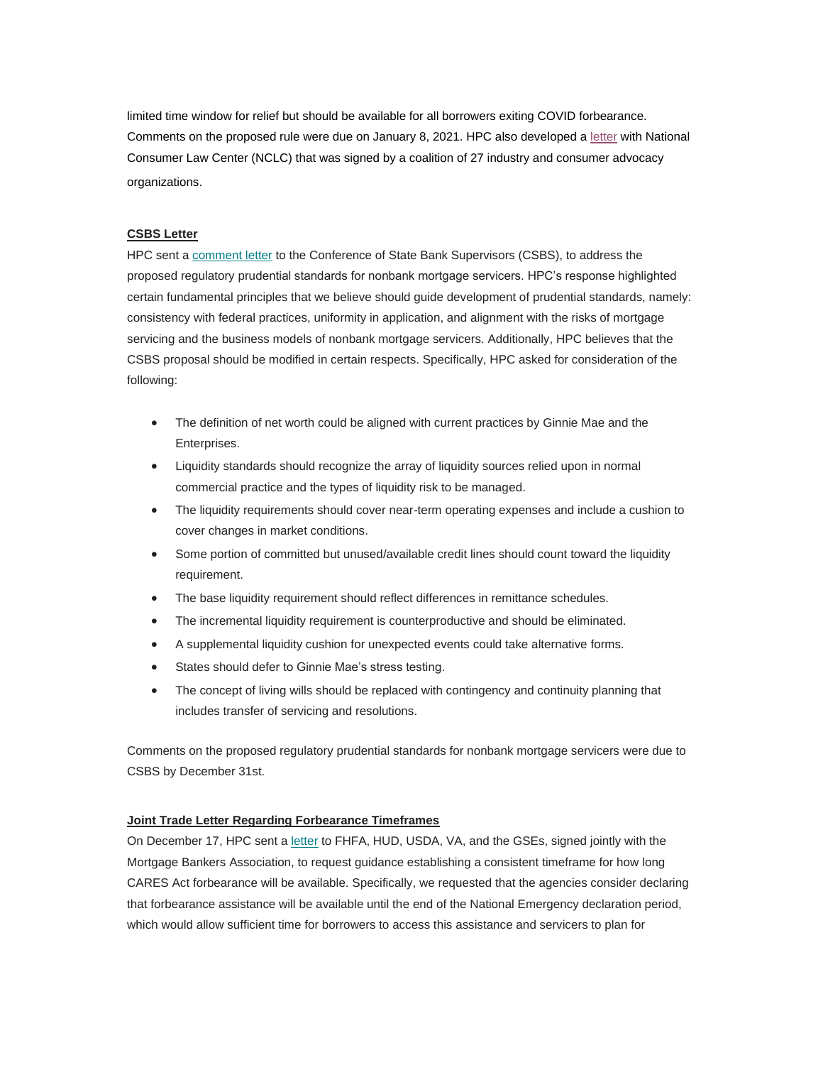limited time window for relief but should be available for all borrowers exiting COVID forbearance. Comments on the proposed rule were due on January 8, 2021. HPC also developed a letter with National Consumer Law Center (NCLC) that was signed by a coalition of 27 industry and consumer advocacy organizations.

**CSBS Letter**

HPC sent a comment letter to the Conference of State Bank Supervisors (CSBS), to address the proposed regulatory prudential standards for nonbank mortgage servicers. HPC's response highlighted certain fundamental principles that we believe should guide development of prudential standards, namely: consistency with federal practices, uniformity in application, and alignment with the risks of mortgage servicing and the business models of nonbank mortgage servicers. Additionally, HPC believes that the CSBS proposal should be modified in certain respects. Specifically, HPC asked for consideration of the following:

- The definition of net worth could be aligned with current practices by Ginnie Mae and the Enterprises.
- Liquidity standards should recognize the array of liquidity sources relied upon in normal commercial practice and the types of liquidity risk to be managed.
- The liquidity requirements should cover near-term operating expenses and include a cushion to cover changes in market conditions.
- Some portion of committed but unused/available credit lines should count toward the liquidity requirement.
- The base liquidity requirement should reflect differences in remittance schedules.
- The incremental liquidity requirement is counterproductive and should be eliminated.
- A supplemental liquidity cushion for unexpected events could take alternative forms.
- States should defer to Ginnie Mae's stress testing.
- The concept of living wills should be replaced with contingency and continuity planning that includes transfer of servicing and resolutions.

Comments on the proposed regulatory prudential standards for nonbank mortgage servicers were due to CSBS by December 31st.

**Joint Trade Letter Regarding Forbearance Timeframes**

On December 17, HPC sent a letter to FHFA, HUD, USDA, VA, and the GSEs, signed jointly with the Mortgage Bankers Association, to request guidance establishing a consistent timeframe for how long CARES Act forbearance will be available. Specifically, we requested that the agencies consider declaring that forbearance assistance will be available until the end of the National Emergency declaration period, which would allow sufficient time for borrowers to access this assistance and servicers to plan for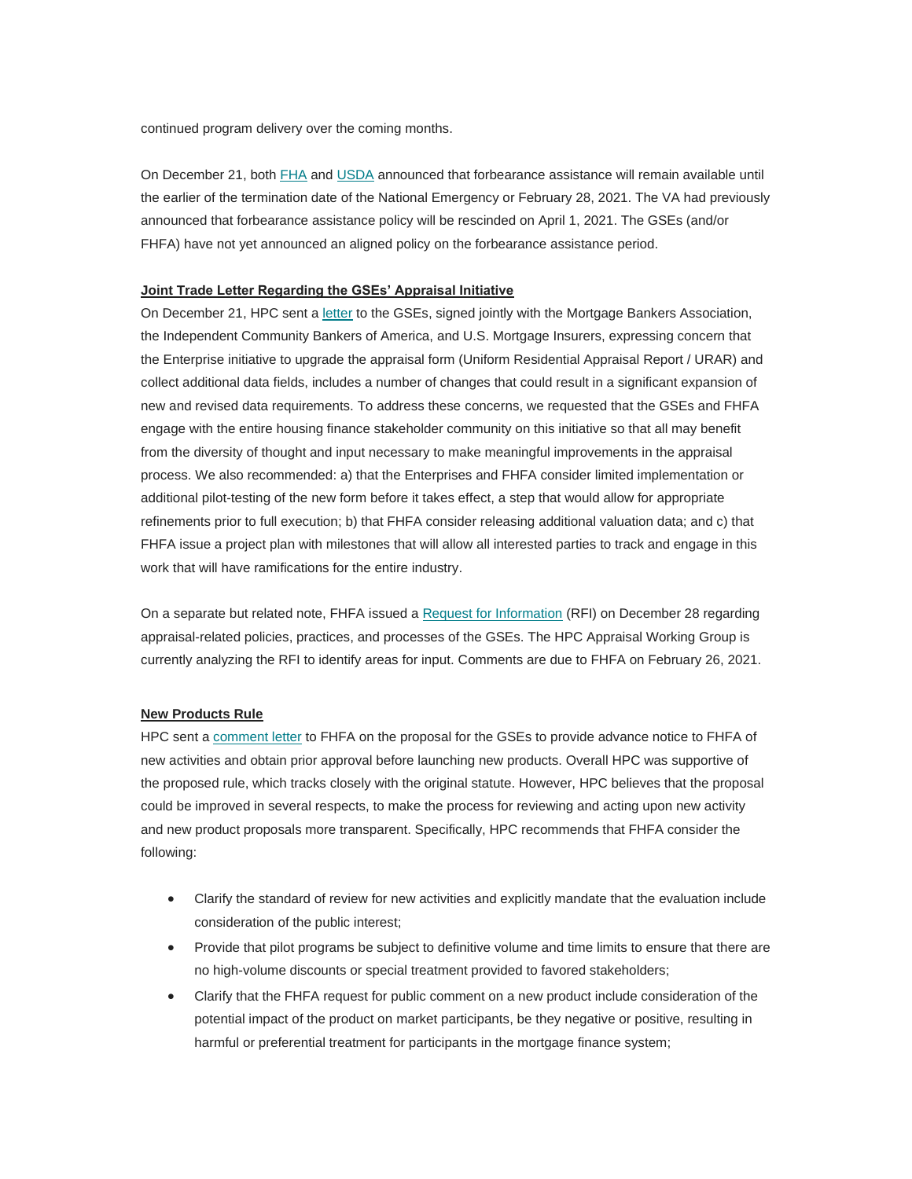continued program delivery over the coming months.

On December 21, both FHA and USDA announced that forbearance assistance will remain available until the earlier of the termination date of the National Emergency or February 28, 2021. The VA had previously announced that forbearance assistance policy will be rescinded on April 1, 2021. The GSEs (and/or FHFA) have not yet announced an aligned policy on the forbearance assistance period.

**Joint Trade Letter Regarding the GSEs' Appraisal Initiative**

On December 21, HPC sent a letter to the GSEs, signed jointly with the Mortgage Bankers Association, the Independent Community Bankers of America, and U.S. Mortgage Insurers, expressing concern that the Enterprise initiative to upgrade the appraisal form (Uniform Residential Appraisal Report / URAR) and collect additional data fields, includes a number of changes that could result in a significant expansion of new and revised data requirements. To address these concerns, we requested that the GSEs and FHFA engage with the entire housing finance stakeholder community on this initiative so that all may benefit from the diversity of thought and input necessary to make meaningful improvements in the appraisal process. We also recommended: a) that the Enterprises and FHFA consider limited implementation or additional pilot-testing of the new form before it takes effect, a step that would allow for appropriate refinements prior to full execution; b) that FHFA consider releasing additional valuation data; and c) that FHFA issue a project plan with milestones that will allow all interested parties to track and engage in this work that will have ramifications for the entire industry.

On a separate but related note, FHFA issued a Request for Information (RFI) on December 28 regarding appraisal-related policies, practices, and processes of the GSEs. The HPC Appraisal Working Group is currently analyzing the RFI to identify areas for input. Comments are due to FHFA on February 26, 2021.

**New Products Rule**

HPC sent a comment letter to FHFA on the proposal for the GSEs to provide advance notice to FHFA of new activities and obtain prior approval before launching new products. Overall HPC was supportive of the proposed rule, which tracks closely with the original statute. However, HPC believes that the proposal could be improved in several respects, to make the process for reviewing and acting upon new activity and new product proposals more transparent. Specifically, HPC recommends that FHFA consider the following:

- Clarify the standard of review for new activities and explicitly mandate that the evaluation include consideration of the public interest;
- Provide that pilot programs be subject to definitive volume and time limits to ensure that there are no high-volume discounts or special treatment provided to favored stakeholders;
- Clarify that the FHFA request for public comment on a new product include consideration of the potential impact of the product on market participants, be they negative or positive, resulting in harmful or preferential treatment for participants in the mortgage finance system;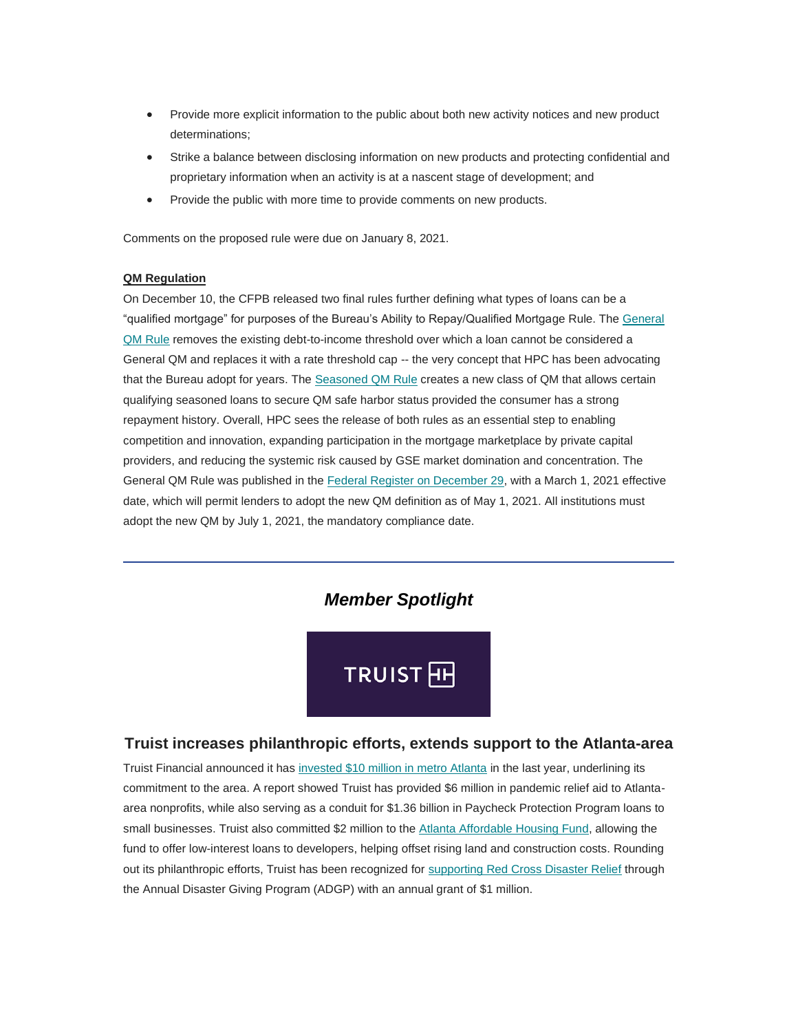- Provide more explicit information to the public about both new activity notices and new product determinations;
- Strike a balance between disclosing information on new products and protecting confidential and proprietary information when an activity is at a nascent stage of development; and
- Provide the public with more time to provide comments on new products.

Comments on the proposed rule were due on January 8, 2021.

**QM Regulation**

On December 10, the CFPB released two final rules further defining what types of loans can be a "qualified mortgage" for purposes of the Bureau's Ability to Repay/Qualified Mortgage Rule. The General QM Rule removes the existing debt-to-income threshold over which a loan cannot be considered a General QM and replaces it with a rate threshold cap -- the very concept that HPC has been advocating that the Bureau adopt for years. The Seasoned QM Rule creates a new class of QM that allows certain qualifying seasoned loans to secure QM safe harbor status provided the consumer has a strong repayment history. Overall, HPC sees the release of both rules as an essential step to enabling competition and innovation, expanding participation in the mortgage marketplace by private capital providers, and reducing the systemic risk caused by GSE market domination and concentration. The General QM Rule was published in the Federal Register on December 29, with a March 1, 2021 effective date, which will permit lenders to adopt the new QM definition as of May 1, 2021. All institutions must adopt the new QM by July 1, 2021, the mandatory compliance date.

---

## *Member Spotlight*

TRUIST

### Truist increases philanthropic efforts, extends support to the Atlanta-area

Truist Financial announced it has invested $10 million in metro Atlanta in the last year, underlining its commitment to the area. A report showed Truist has provided $6 million in pandemic relief aid to Atlanta-area nonprofits, while also serving as a conduit for $1.36 billion in Paycheck Protection Program loans to small businesses. Truist also committed $2 million to the Atlanta Affordable Housing Fund, allowing the fund to offer low-interest loans to developers, helping offset rising land and construction costs. Rounding out its philanthropic efforts, Truist has been recognized for supporting Red Cross Disaster Relief through the Annual Disaster Giving Program (ADGP) with an annual grant of $1 million.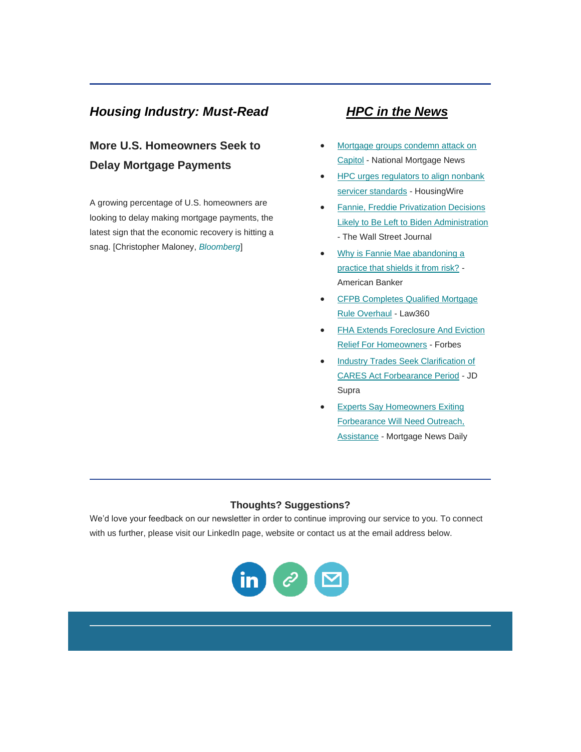## *Housing Industry: Must-Read*

### More U.S. Homeowners Seek to Delay Mortgage Payments

A growing percentage of U.S. homeowners are looking to delay making mortgage payments, the latest sign that the economic recovery is hitting a snag. [Christopher Maloney, *Bloomberg*]

## *HPC in the News*

- Mortgage groups condemn attack on Capitol - National Mortgage News
- HPC urges regulators to align nonbank servicer standards - HousingWire
- Fannie, Freddie Privatization Decisions Likely to Be Left to Biden Administration - The Wall Street Journal
- Why is Fannie Mae abandoning a practice that shields it from risk? - American Banker
- CFPB Completes Qualified Mortgage Rule Overhaul - Law360
- FHA Extends Foreclosure And Eviction Relief For Homeowners - Forbes
- Industry Trades Seek Clarification of CARES Act Forbearance Period - JD Supra
- Experts Say Homeowners Exiting Forbearance Will Need Outreach, Assistance - Mortgage News Daily

---

**Thoughts? Suggestions?**

We'd love your feedback on our newsletter in order to continue improving our service to you. To connect with us further, please visit our LinkedIn page, website or contact us at the email address below.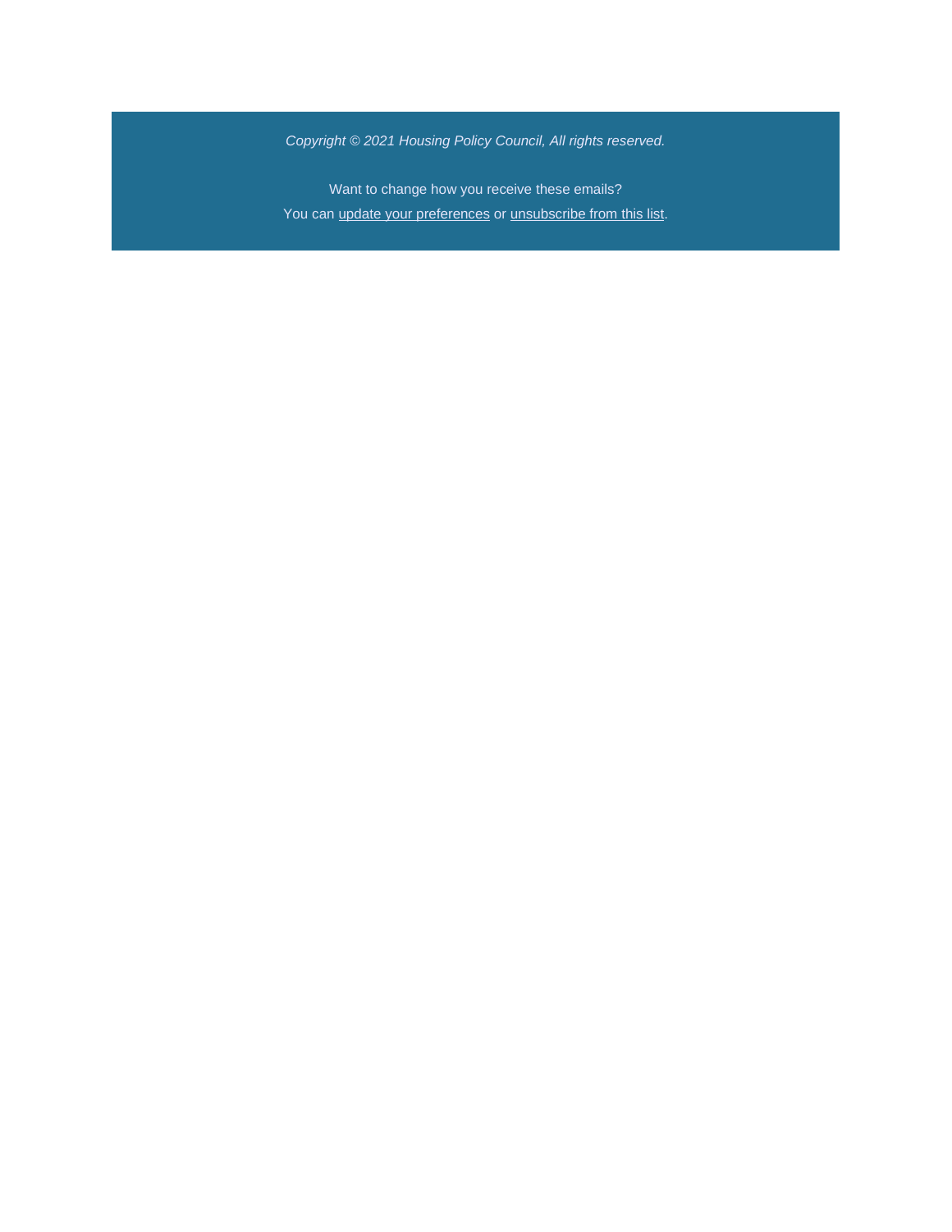*Copyright © 2021 Housing Policy Council, All rights reserved.*

Want to change how you receive these emails?
You can update your preferences or unsubscribe from this list.